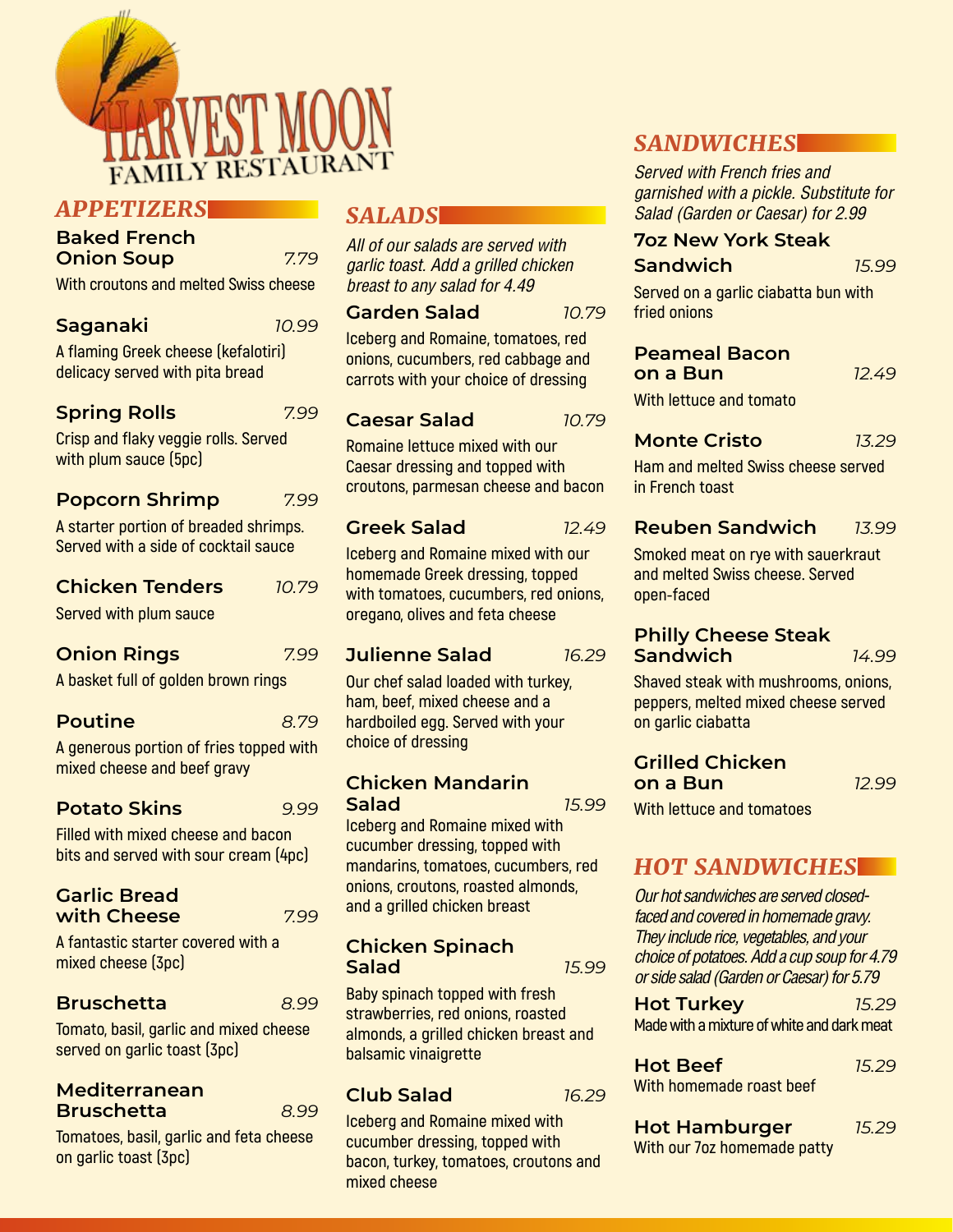# HARVEST MOON

## FAMILY RESTAURANT

## APPETIZERS

**Baked French Onion Soup** 7.79

With croutons and melted Swiss cheese

**Saganaki** 10.99

A flaming Greek cheese (kefalotiri) delicacy served with pita bread

**Spring Rolls** 7.99

Crisp and flaky veggie rolls. Served with plum sauce (5pc)

**Popcorn Shrimp** 7.99

A starter portion of breaded shrimps. Served with a side of cocktail sauce

**Chicken Tenders** 10.79

Served with plum sauce

**Onion Rings** 7.99

A basket full of golden brown rings

**Poutine** 8.79

A generous portion of fries topped with mixed cheese and beef gravy

**Potato Skins** 9.99

Filled with mixed cheese and bacon bits and served with sour cream (4pc)

**Garlic Bread with Cheese** 7.99

A fantastic starter covered with a mixed cheese (3pc)

**Bruschetta** 8.99

Tomato, basil, garlic and mixed cheese served on garlic toast (3pc)

**Mediterranean Bruschetta** 8.99

Tomatoes, basil, garlic and feta cheese on garlic toast (3pc)

## SALADS

*All of our salads are served with garlic toast. Add a grilled chicken breast to any salad for 4.49*

**Garden Salad** 10.79

Iceberg and Romaine, tomatoes, red onions, cucumbers, red cabbage and carrots with your choice of dressing

**Caesar Salad** 10.79

Romaine lettuce mixed with our Caesar dressing and topped with croutons, parmesan cheese and bacon

**Greek Salad** 12.49

Iceberg and Romaine mixed with our homemade Greek dressing, topped with tomatoes, cucumbers, red onions, oregano, olives and feta cheese

**Julienne Salad** 16.29

Our chef salad loaded with turkey, ham, beef, mixed cheese and a hardboiled egg. Served with your choice of dressing

**Chicken Mandarin Salad** 15.99

Iceberg and Romaine mixed with cucumber dressing, topped with mandarins, tomatoes, cucumbers, red onions, croutons, roasted almonds, and a grilled chicken breast

**Chicken Spinach Salad** 15.99

Baby spinach topped with fresh strawberries, red onions, roasted almonds, a grilled chicken breast and balsamic vinaigrette

**Club Salad** 16.29

Iceberg and Romaine mixed with cucumber dressing, topped with bacon, turkey, tomatoes, croutons and mixed cheese

## SANDWICHES

*Served with French fries and garnished with a pickle. Substitute for Salad (Garden or Caesar) for 2.99*

**7oz New York Steak Sandwich** 15.99

Served on a garlic ciabatta bun with fried onions

**Peameal Bacon on a Bun** 12.49

With lettuce and tomato

**Monte Cristo** 13.29

Ham and melted Swiss cheese served in French toast

**Reuben Sandwich** 13.99

Smoked meat on rye with sauerkraut and melted Swiss cheese. Served open-faced

**Philly Cheese Steak Sandwich** 14.99

Shaved steak with mushrooms, onions, peppers, melted mixed cheese served on garlic ciabatta

**Grilled Chicken on a Bun** 12.99

With lettuce and tomatoes

## HOT SANDWICHES

*Our hot sandwiches are served closed-faced and covered in homemade gravy. They include rice, vegetables, and your choice of potatoes. Add a cup soup for 4.79 or side salad (Garden or Caesar) for 5.79*

**Hot Turkey** 15.29

Made with a mixture of white and dark meat

**Hot Beef** 15.29

With homemade roast beef

**Hot Hamburger** 15.29

With our 7oz homemade patty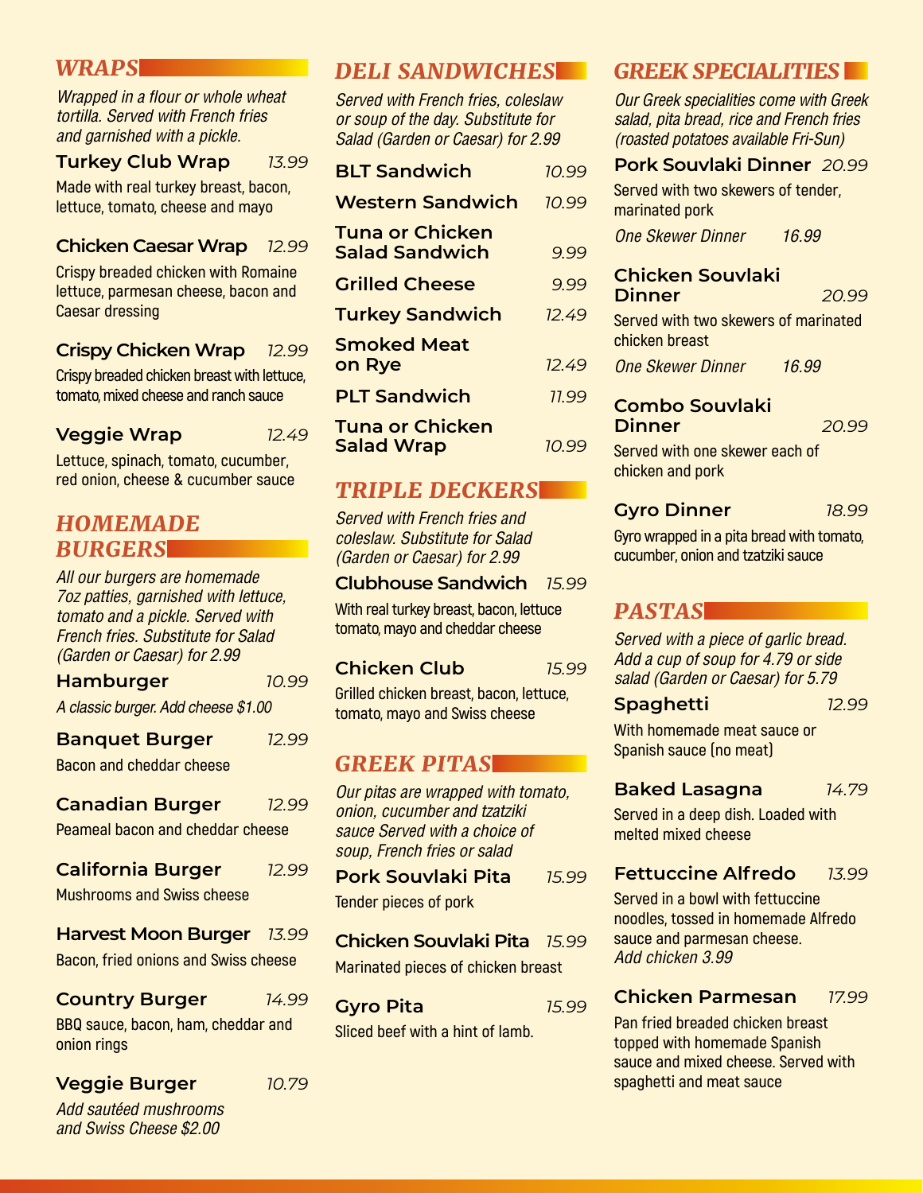## WRAPS

*Wrapped in a flour or whole wheat tortilla. Served with French fries and garnished with a pickle.*

**Turkey Club Wrap** 13.99

Made with real turkey breast, bacon, lettuce, tomato, cheese and mayo

**Chicken Caesar Wrap** 12.99

Crispy breaded chicken with Romaine lettuce, parmesan cheese, bacon and Caesar dressing

**Crispy Chicken Wrap** 12.99

Crispy breaded chicken breast with lettuce, tomato, mixed cheese and ranch sauce

**Veggie Wrap** 12.49

Lettuce, spinach, tomato, cucumber, red onion, cheese & cucumber sauce

## HOMEMADE BURGERS

*All our burgers are homemade 7oz patties, garnished with lettuce, tomato and a pickle. Served with French fries. Substitute for Salad (Garden or Caesar) for 2.99*

**Hamburger** 10.99

*A classic burger. Add cheese $1.00*

**Banquet Burger** 12.99

Bacon and cheddar cheese

**Canadian Burger** 12.99

Peameal bacon and cheddar cheese

**California Burger** 12.99

Mushrooms and Swiss cheese

**Harvest Moon Burger** 13.99

Bacon, fried onions and Swiss cheese

**Country Burger** 14.99

BBQ sauce, bacon, ham, cheddar and onion rings

**Veggie Burger** 10.79

*Add sautéed mushrooms and Swiss Cheese $2.00*

## DELI SANDWICHES

*Served with French fries, coleslaw or soup of the day. Substitute for Salad (Garden or Caesar) for 2.99*

| Item | Price |
|---|---|
| **BLT Sandwich** | 10.99 |
| **Western Sandwich** | 10.99 |
| **Tuna or Chicken Salad Sandwich** | 9.99 |
| **Grilled Cheese** | 9.99 |
| **Turkey Sandwich** | 12.49 |
| **Smoked Meat on Rye** | 12.49 |
| **PLT Sandwich** | 11.99 |
| **Tuna or Chicken Salad Wrap** | 10.99 |

## TRIPLE DECKERS

*Served with French fries and coleslaw. Substitute for Salad (Garden or Caesar) for 2.99*

**Clubhouse Sandwich** 15.99

With real turkey breast, bacon, lettuce tomato, mayo and cheddar cheese

**Chicken Club** 15.99

Grilled chicken breast, bacon, lettuce, tomato, mayo and Swiss cheese

## GREEK PITAS

*Our pitas are wrapped with tomato, onion, cucumber and tzatziki sauce Served with a choice of soup, French fries or salad*

**Pork Souvlaki Pita** 15.99

Tender pieces of pork

**Chicken Souvlaki Pita** 15.99

Marinated pieces of chicken breast

**Gyro Pita** 15.99

Sliced beef with a hint of lamb.

## GREEK SPECIALITIES

*Our Greek specialities come with Greek salad, pita bread, rice and French fries (roasted potatoes available Fri-Sun)*

**Pork Souvlaki Dinner** 20.99

Served with two skewers of tender, marinated pork

*One Skewer Dinner* 16.99

**Chicken Souvlaki Dinner** 20.99

Served with two skewers of marinated chicken breast

*One Skewer Dinner* 16.99

**Combo Souvlaki Dinner** 20.99

Served with one skewer each of chicken and pork

**Gyro Dinner** 18.99

Gyro wrapped in a pita bread with tomato, cucumber, onion and tzatziki sauce

## PASTAS

*Served with a piece of garlic bread. Add a cup of soup for 4.79 or side salad (Garden or Caesar) for 5.79*

**Spaghetti** 12.99

With homemade meat sauce or Spanish sauce (no meat)

**Baked Lasagna** 14.79

Served in a deep dish. Loaded with melted mixed cheese

**Fettuccine Alfredo** 13.99

Served in a bowl with fettuccine noodles, tossed in homemade Alfredo sauce and parmesan cheese.
*Add chicken 3.99*

**Chicken Parmesan** 17.99

Pan fried breaded chicken breast topped with homemade Spanish sauce and mixed cheese. Served with spaghetti and meat sauce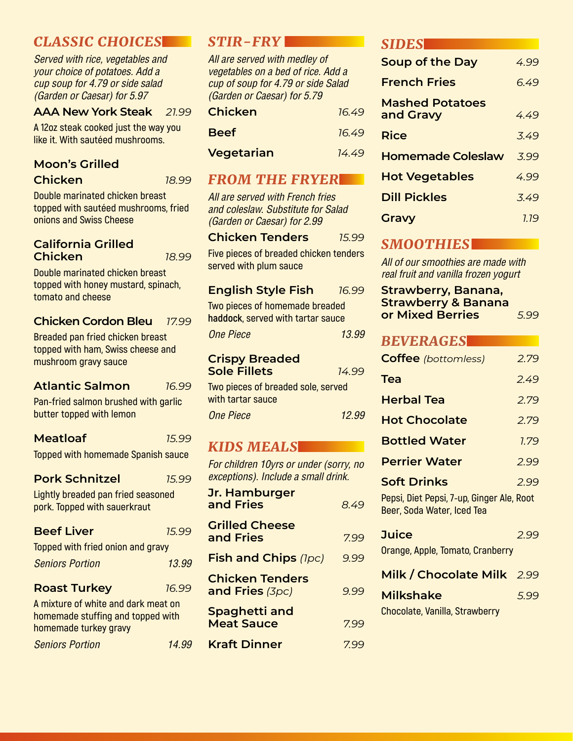## CLASSIC CHOICES

*Served with rice, vegetables and your choice of potatoes. Add a cup soup for 4.79 or side salad (Garden or Caesar) for 5.97*

**AAA New York Steak** *21.99*

A 12oz steak cooked just the way you like it. With sautéed mushrooms.

**Moon's Grilled Chicken** *18.99*

Double marinated chicken breast topped with sautéed mushrooms, fried onions and Swiss Cheese

**California Grilled Chicken** *18.99*

Double marinated chicken breast topped with honey mustard, spinach, tomato and cheese

**Chicken Cordon Bleu** *17.99*

Breaded pan fried chicken breast topped with ham, Swiss cheese and mushroom gravy sauce

**Atlantic Salmon** *16.99*

Pan-fried salmon brushed with garlic butter topped with lemon

**Meatloaf** *15.99*

Topped with homemade Spanish sauce

**Pork Schnitzel** *15.99*

Lightly breaded pan fried seasoned pork. Topped with sauerkraut

**Beef Liver** *15.99*

Topped with fried onion and gravy

*Seniors Portion* *13.99*

**Roast Turkey** *16.99*

A mixture of white and dark meat on homemade stuffing and topped with homemade turkey gravy

*Seniors Portion* *14.99*

## STIR-FRY

*All are served with medley of vegetables on a bed of rice. Add a cup of soup for 4.79 or side Salad (Garden or Caesar) for 5.79*

| | |
|---|---|
| **Chicken** | *16.49* |
| **Beef** | *16.49* |
| **Vegetarian** | *14.49* |

## FROM THE FRYER

*All are served with French fries and coleslaw. Substitute for Salad (Garden or Caesar) for 2.99*

**Chicken Tenders** *15.99*

Five pieces of breaded chicken tenders served with plum sauce

**English Style Fish** *16.99*

Two pieces of homemade breaded **haddock**, served with tartar sauce

*One Piece* *13.99*

**Crispy Breaded Sole Fillets** *14.99*

Two pieces of breaded sole, served with tartar sauce

*One Piece* *12.99*

## KIDS MEALS

*For children 10yrs or under (sorry, no exceptions). Include a small drink.*

| | |
|---|---|
| **Jr. Hamburger and Fries** | *8.49* |
| **Grilled Cheese and Fries** | *7.99* |
| **Fish and Chips** *(1pc)* | *9.99* |
| **Chicken Tenders and Fries** *(3pc)* | *9.99* |
| **Spaghetti and Meat Sauce** | *7.99* |
| **Kraft Dinner** | *7.99* |

## SIDES

| | |
|---|---|
| **Soup of the Day** | *4.99* |
| **French Fries** | *6.49* |
| **Mashed Potatoes and Gravy** | *4.49* |
| **Rice** | *3.49* |
| **Homemade Coleslaw** | *3.99* |
| **Hot Vegetables** | *4.99* |
| **Dill Pickles** | *3.49* |
| **Gravy** | *1.19* |

## SMOOTHIES

*All of our smoothies are made with real fruit and vanilla frozen yogurt*

**Strawberry, Banana, Strawberry & Banana or Mixed Berries** *5.99*

## BEVERAGES

| | |
|---|---|
| **Coffee** *(bottomless)* | *2.79* |
| **Tea** | *2.49* |
| **Herbal Tea** | *2.79* |
| **Hot Chocolate** | *2.79* |
| **Bottled Water** | *1.79* |
| **Perrier Water** | *2.99* |
| **Soft Drinks** | *2.99* |

Pepsi, Diet Pepsi, 7-up, Ginger Ale, Root Beer, Soda Water, Iced Tea

**Juice** *2.99*

Orange, Apple, Tomato, Cranberry

**Milk / Chocolate Milk** *2.99*

**Milkshake** *5.99*

Chocolate, Vanilla, Strawberry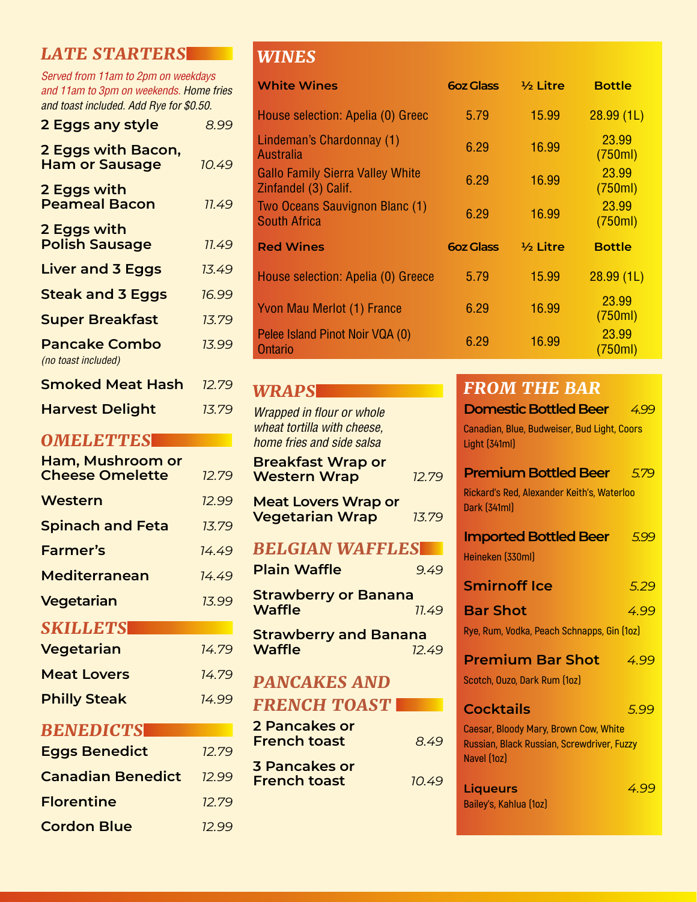## LATE STARTERS

*Served from 11am to 2pm on weekdays and 11am to 3pm on weekends.* Home fries and toast included. Add Rye for $0.50.

| | |
|---|---|
| **2 Eggs any style** | *8.99* |
| **2 Eggs with Bacon, Ham or Sausage** | *10.49* |
| **2 Eggs with Peameal Bacon** | *11.49* |
| **2 Eggs with Polish Sausage** | *11.49* |
| **Liver and 3 Eggs** | *13.49* |
| **Steak and 3 Eggs** | *16.99* |
| **Super Breakfast** | *13.79* |
| **Pancake Combo** *(no toast included)* | *13.99* |
| **Smoked Meat Hash** | *12.79* |
| **Harvest Delight** | *13.79* |

## OMELETTES

| | |
|---|---|
| **Ham, Mushroom or Cheese Omelette** | *12.79* |
| **Western** | *12.99* |
| **Spinach and Feta** | *13.79* |
| **Farmer's** | *14.49* |
| **Mediterranean** | *14.49* |
| **Vegetarian** | *13.99* |

## SKILLETS

| | |
|---|---|
| **Vegetarian** | *14.79* |
| **Meat Lovers** | *14.79* |
| **Philly Steak** | *14.99* |

## BENEDICTS

| | |
|---|---|
| **Eggs Benedict** | *12.79* |
| **Canadian Benedict** | *12.99* |
| **Florentine** | *12.79* |
| **Cordon Blue** | *12.99* |

## WINES

| White Wines | 6oz Glass | ½ Litre | Bottle |
|---|---|---|---|
| House selection: Apelia (0) Greec | 5.79 | 15.99 | 28.99 (1L) |
| Lindeman's Chardonnay (1) Australia | 6.29 | 16.99 | 23.99 (750ml) |
| Gallo Family Sierra Valley White Zinfandel (3) Calif. | 6.29 | 16.99 | 23.99 (750ml) |
| Two Oceans Sauvignon Blanc (1) South Africa | 6.29 | 16.99 | 23.99 (750ml) |

| Red Wines | 6oz Glass | ½ Litre | Bottle |
|---|---|---|---|
| House selection: Apelia (0) Greece | 5.79 | 15.99 | 28.99 (1L) |
| Yvon Mau Merlot (1) France | 6.29 | 16.99 | 23.99 (750ml) |
| Pelee Island Pinot Noir VQA (0) Ontario | 6.29 | 16.99 | 23.99 (750ml) |

## WRAPS

*Wrapped in flour or whole wheat tortilla with cheese, home fries and side salsa*

| | |
|---|---|
| **Breakfast Wrap or Western Wrap** | *12.79* |
| **Meat Lovers Wrap or Vegetarian Wrap** | *13.79* |

## BELGIAN WAFFLES

| | |
|---|---|
| **Plain Waffle** | *9.49* |
| **Strawberry or Banana Waffle** | *11.49* |
| **Strawberry and Banana Waffle** | *12.49* |

## PANCAKES AND FRENCH TOAST

| | |
|---|---|
| **2 Pancakes or French toast** | *8.49* |
| **3 Pancakes or French toast** | *10.49* |

## FROM THE BAR

**Domestic Bottled Beer** *4.99*
Canadian, Blue, Budweiser, Bud Light, Coors Light (341ml)

**Premium Bottled Beer** *5.79*
Rickard's Red, Alexander Keith's, Waterloo Dark (341ml)

**Imported Bottled Beer** *5.99*
Heineken (330ml)

**Smirnoff Ice** *5.29*

**Bar Shot** *4.99*
Rye, Rum, Vodka, Peach Schnapps, Gin (1oz)

**Premium Bar Shot** *4.99*
Scotch, Ouzo, Dark Rum (1oz)

**Cocktails** *5.99*
Caesar, Bloody Mary, Brown Cow, White Russian, Black Russian, Screwdriver, Fuzzy Navel (1oz)

**Liqueurs** *4.99*
Bailey's, Kahlua (1oz)